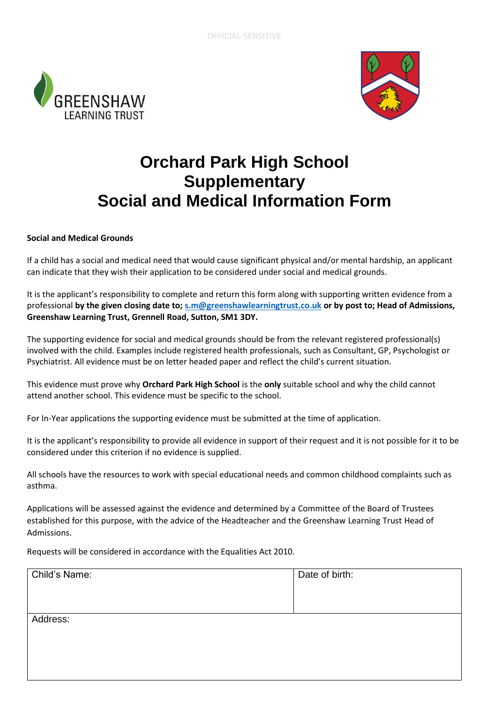OFFICIAL-SENSITIVE

# Orchard Park High School Supplementary Social and Medical Information Form

**Social and Medical Grounds**

If a child has a social and medical need that would cause significant physical and/or mental hardship, an applicant can indicate that they wish their application to be considered under social and medical grounds.

It is the applicant's responsibility to complete and return this form along with supporting written evidence from a professional **by the given closing date to; s.m@greenshawlearningtrust.co.uk or by post to; Head of Admissions, Greenshaw Learning Trust, Grennell Road, Sutton, SM1 3DY.**

The supporting evidence for social and medical grounds should be from the relevant registered professional(s) involved with the child. Examples include registered health professionals, such as Consultant, GP, Psychologist or Psychiatrist. All evidence must be on letter headed paper and reflect the child's current situation.

This evidence must prove why **Orchard Park High School** is the **only** suitable school and why the child cannot attend another school. This evidence must be specific to the school.

For In-Year applications the supporting evidence must be submitted at the time of application.

It is the applicant's responsibility to provide all evidence in support of their request and it is not possible for it to be considered under this criterion if no evidence is supplied.

All schools have the resources to work with special educational needs and common childhood complaints such as asthma.

Applications will be assessed against the evidence and determined by a Committee of the Board of Trustees established for this purpose, with the advice of the Headteacher and the Greenshaw Learning Trust Head of Admissions.

Requests will be considered in accordance with the Equalities Act 2010.

| Child's Name: | Date of birth: |
|---|---|
| Address: | |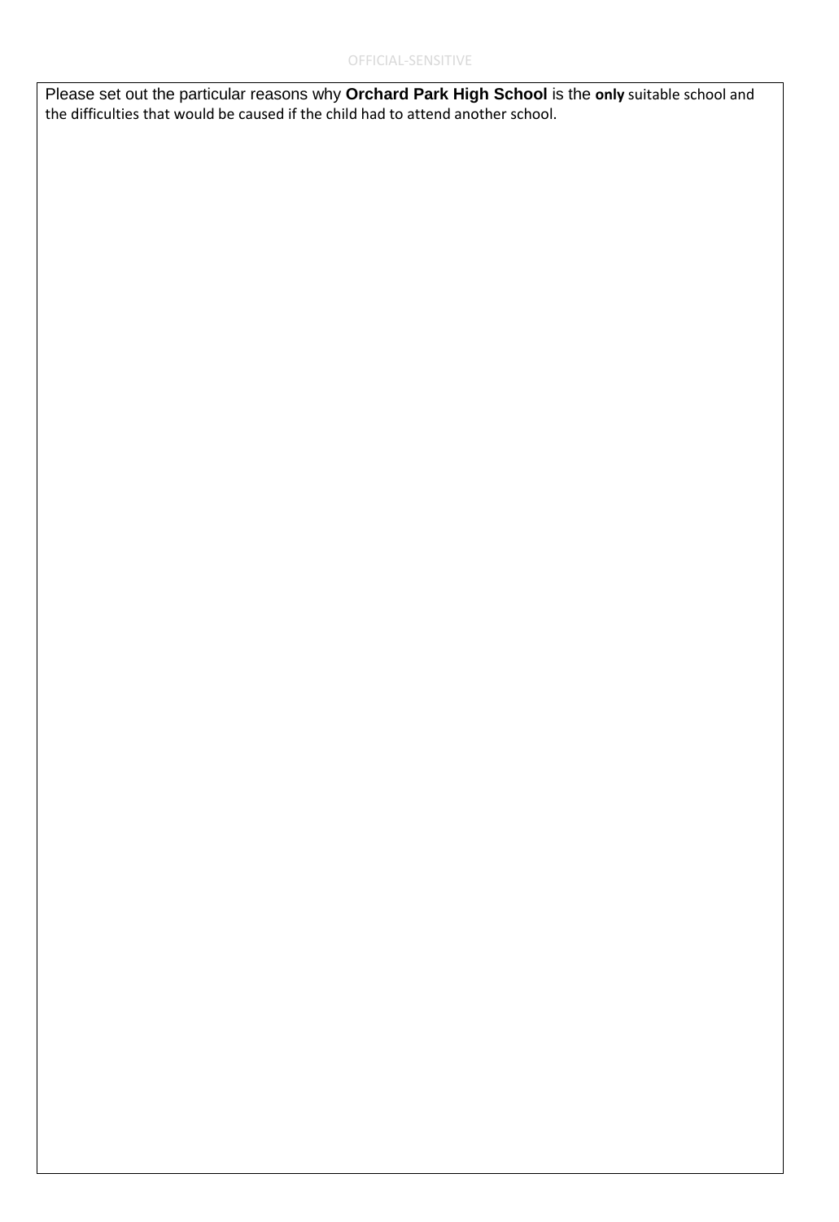Please set out the particular reasons why **Orchard Park High School** is the **only** suitable school and the difficulties that would be caused if the child had to attend another school.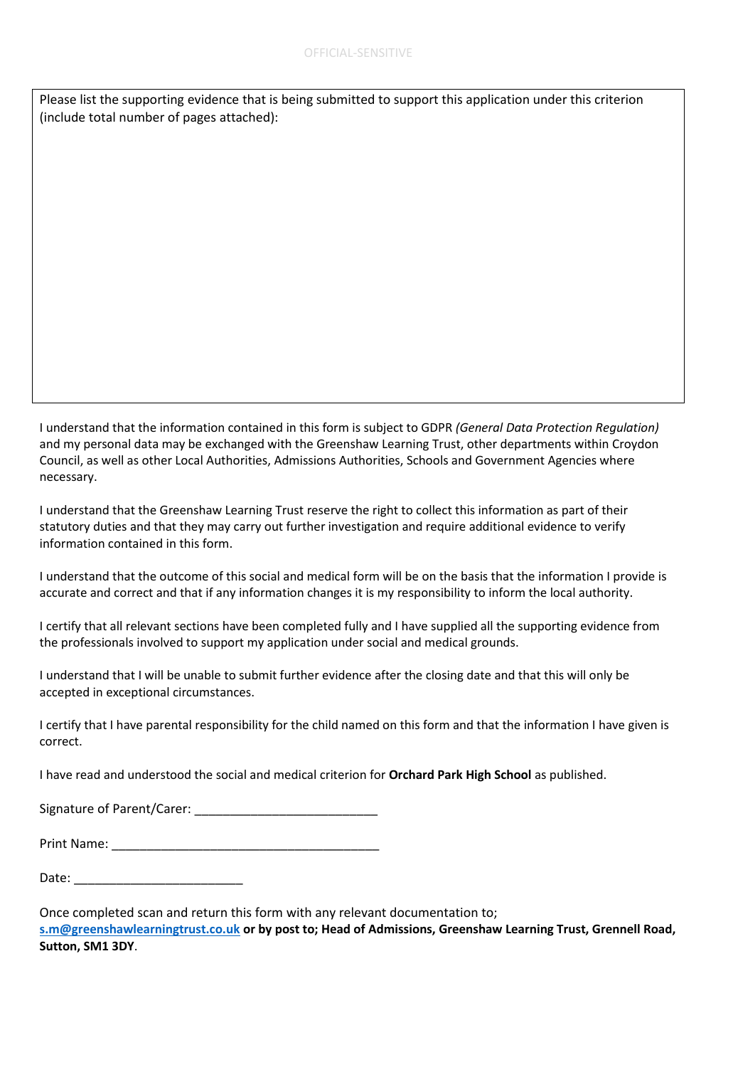Please list the supporting evidence that is being submitted to support this application under this criterion (include total number of pages attached):

I understand that the information contained in this form is subject to GDPR *(General Data Protection Regulation)* and my personal data may be exchanged with the Greenshaw Learning Trust, other departments within Croydon Council, as well as other Local Authorities, Admissions Authorities, Schools and Government Agencies where necessary.

I understand that the Greenshaw Learning Trust reserve the right to collect this information as part of their statutory duties and that they may carry out further investigation and require additional evidence to verify information contained in this form.

I understand that the outcome of this social and medical form will be on the basis that the information I provide is accurate and correct and that if any information changes it is my responsibility to inform the local authority.

I certify that all relevant sections have been completed fully and I have supplied all the supporting evidence from the professionals involved to support my application under social and medical grounds.

I understand that I will be unable to submit further evidence after the closing date and that this will only be accepted in exceptional circumstances.

I certify that I have parental responsibility for the child named on this form and that the information I have given is correct.

I have read and understood the social and medical criterion for **Orchard Park High School** as published.

Signature of Parent/Carer: ___________________________

Print Name: _______________________________________

Date: _________________________

Once completed scan and return this form with any relevant documentation to;
**s.m@greenshawlearningtrust.co.uk or by post to; Head of Admissions, Greenshaw Learning Trust, Grennell Road, Sutton, SM1 3DY**.